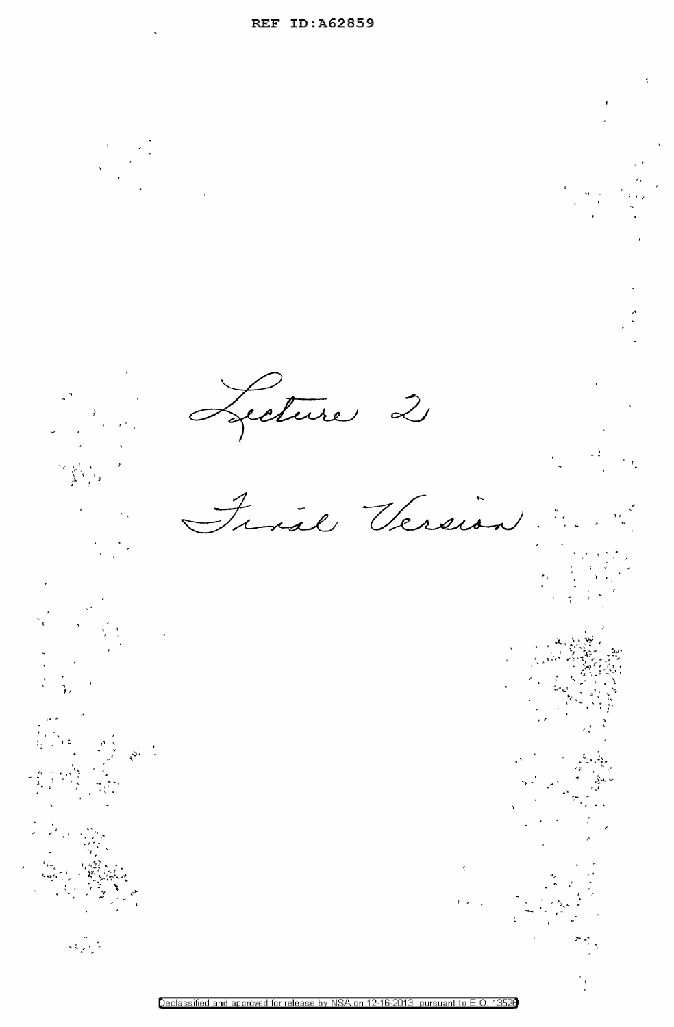Lecture 2

Final Version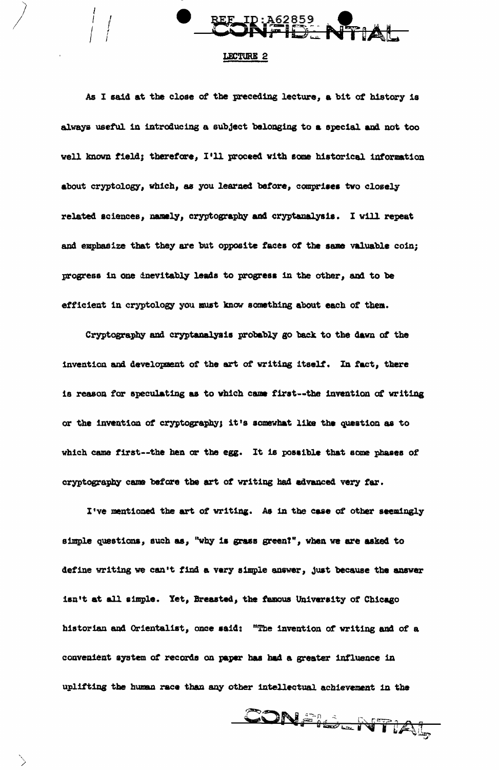## LECTURE 2

As I said at the close of the preceding lecture, a bit of history is always useful in introducing a subject belonging to a special and not too well known field; therefore, I'll proceed with some historical information about cryptology, which, as you learned before, comprises two closely related sciences, namely, cryptography and cryptanalysis. I will repeat and emphasize that they are but opposite faces of the same valuable coin; progress in one inevitably leads to progress in the other, and to be efficient in cryptology you must know something about each of them.

Cryptography and cryptanalysis probably go back to the dawn of the invention and development of the art of writing itself. In fact, there is reason for speculating as to which came first--the invention of writing or the invention of cryptography; it's somewhat like the question as to which came first--the hen or the egg. It is possible that some phases of cryptography came before the art of writing had advanced very far.

I've mentioned the art of writing. As in the case of other seemingly simple questions, such as, "why is grass green?", when we are asked to define writing we can't find a very simple answer, just because the answer isn't at all simple. Yet, Breasted, the famous University of Chicago historian and Orientalist, once said: "The invention of writing and of a convenient system of records on paper has had a greater influence in uplifting the human race than any other intellectual achievement in the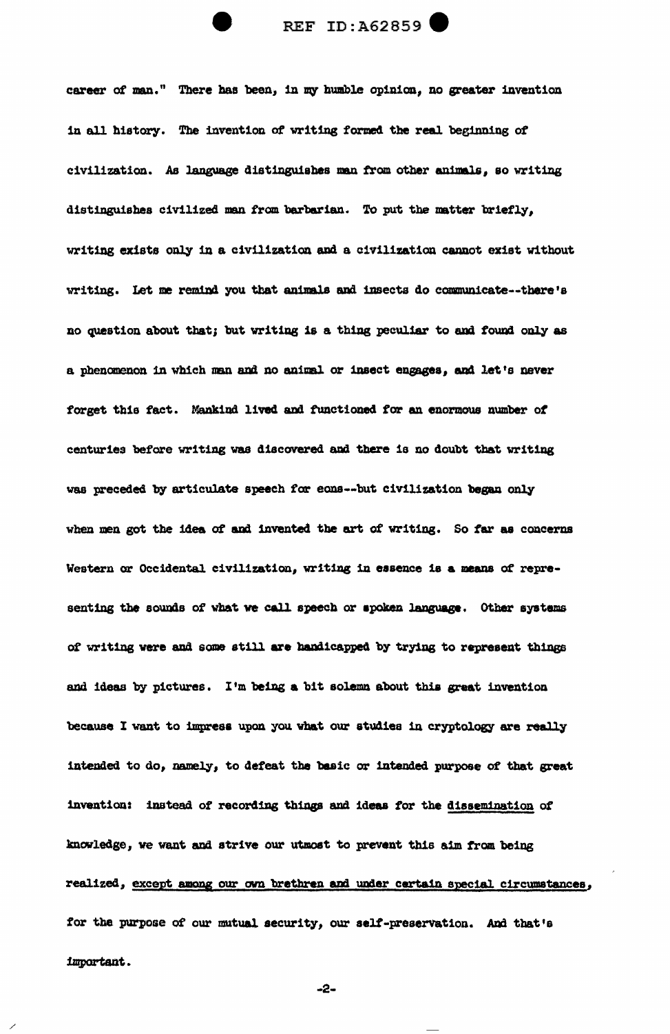career of man." There has been, in my humble opinion, no greater invention in all history. The invention of writing formed the real beginning of civilization. As language distinguishes man from other animals, so writing distinguishes civilized man from barbarian. To put the matter briefly, writing exists only in a civilization and a civilization cannot exist without writing. Let me remind you that animals and insects do communicate--there's no question about that; but writing is a thing peculiar to and found only as a phenomenon in which man and no animal or insect engages, and let's never forget this fact. Mankind lived and functioned for an enormous number of centuries before writing was discovered and there is no doubt that writing was preceded by articulate speech for eons--but civilization began only when men got the idea of and invented the art of writing. So far as concerns Western or Occidental civilization, writing in essence is a means of representing the sounds of what we call speech or spoken language. Other systems of writing were and some still are handicapped by trying to represent things and ideas by pictures. I'm being a bit solemn about this great invention because I want to impress upon you what our studies in cryptology are really intended to do, namely, to defeat the basic or intended purpose of that great invention: instead of recording things and ideas for the <u>dissemination</u> of knowledge, we want and strive our utmost to prevent this aim from being realized, <u>except among our own brethren and under certain special circumstances</u>, for the purpose of our mutual security, our self-preservation. And that's important.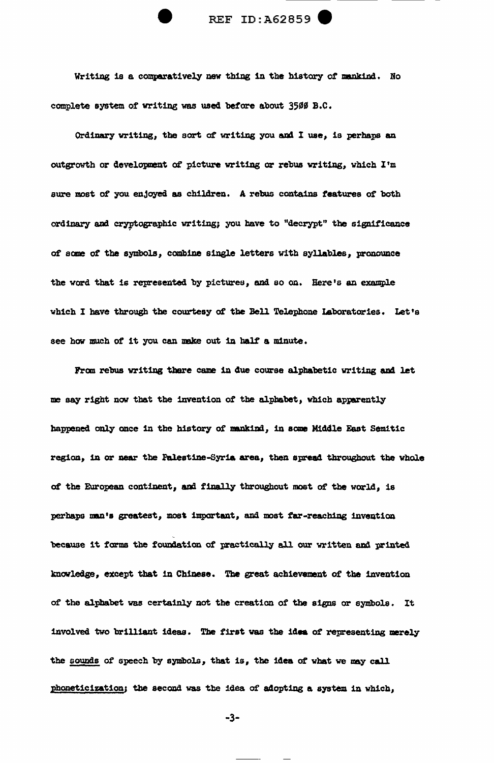Writing is a comparatively new thing in the history of mankind. No complete system of writing was used before about 3500 B.C.

Ordinary writing, the sort of writing you and I use, is perhaps an outgrowth or development of picture writing or rebus writing, which I'm sure most of you enjoyed as children. A rebus contains features of both ordinary and cryptographic writing; you have to "decrypt" the significance of some of the symbols, combine single letters with syllables, pronounce the word that is represented by pictures, and so on. Here's an example which I have through the courtesy of the Bell Telephone Laboratories. Let's see how much of it you can make out in half a minute.

From rebus writing there came in due course alphabetic writing and let me say right now that the invention of the alphabet, which apparently happened only once in the history of mankind, in some Middle East Semitic region, in or near the Palestine-Syria area, then spread throughout the whole of the European continent, and finally throughout most of the world, is perhaps man's greatest, most important, and most far-reaching invention because it forms the foundation of practically all our written and printed knowledge, except that in Chinese. The great achievement of the invention of the alphabet was certainly not the creation of the signs or symbols. It involved two brilliant ideas. The first was the idea of representing merely the <u>sounds</u> of speech by symbols, that is, the idea of what we may call <u>phoneticization</u>; the second was the idea of adopting a system in which,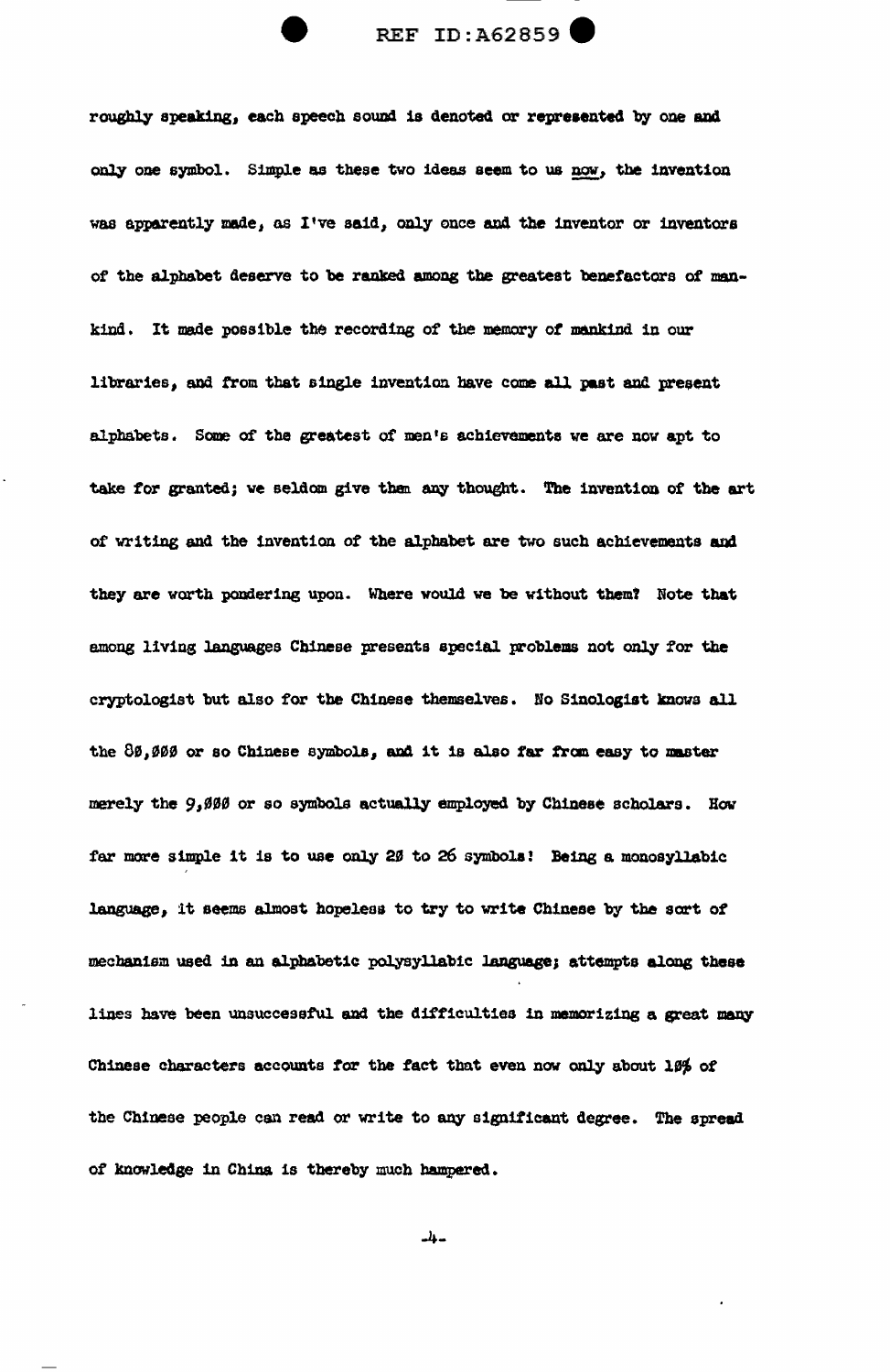roughly speaking, each speech sound is denoted or represented by one and only one symbol. Simple as these two ideas seem to us <u>now</u>, the invention was apparently made, as I've said, only once and the inventor or inventors of the alphabet deserve to be ranked among the greatest benefactors of mankind. It made possible the recording of the memory of mankind in our libraries, and from that single invention have come all past and present alphabets. Some of the greatest of men's achievements we are now apt to take for granted; we seldom give them any thought. The invention of the art of writing and the invention of the alphabet are two such achievements and they are worth pondering upon. Where would we be without them? Note that among living languages Chinese presents special problems not only for the cryptologist but also for the Chinese themselves. No Sinologist knows all the 80,000 or so Chinese symbols, and it is also far from easy to master merely the 9,000 or so symbols actually employed by Chinese scholars. How far more simple it is to use only 20 to 26 symbols! Being a monosyllabic language, it seems almost hopeless to try to write Chinese by the sort of mechanism used in an alphabetic polysyllabic language; attempts along these lines have been unsuccessful and the difficulties in memorizing a great many Chinese characters accounts for the fact that even now only about 10% of the Chinese people can read or write to any significant degree. The spread of knowledge in China is thereby much hampered.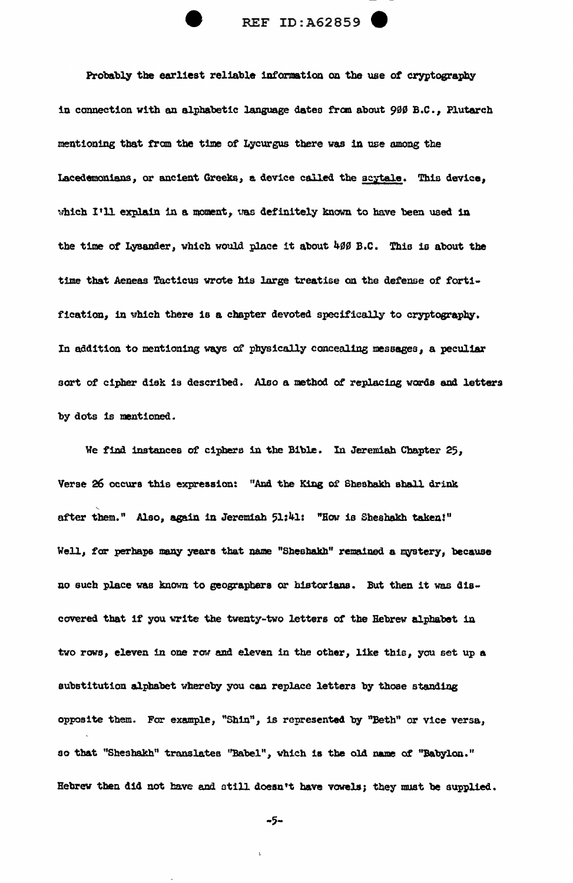Probably the earliest reliable information on the use of cryptography in connection with an alphabetic language dates from about 900 B.C., Plutarch mentioning that from the time of Lycurgus there was in use among the Lacedemonians, or ancient Greeks, a device called the scytale. This device, which I'll explain in a moment, was definitely known to have been used in the time of Lysander, which would place it about 400 B.C. This is about the time that Aeneas Tacticus wrote his large treatise on the defense of fortification, in which there is a chapter devoted specifically to cryptography. In addition to mentioning ways of physically concealing messages, a peculiar sort of cipher disk is described. Also a method of replacing words and letters by dots is mentioned.

We find instances of ciphers in the Bible. In Jeremiah Chapter 25, Verse 26 occurs this expression: "And the King of Sheshakh shall drink after them." Also, again in Jeremiah 51:41: "How is Sheshakh taken!" Well, for perhaps many years that name "Sheshakh" remained a mystery, because no such place was known to geographers or historians. But then it was discovered that if you write the twenty-two letters of the Hebrew alphabet in two rows, eleven in one row and eleven in the other, like this, you set up a substitution alphabet whereby you can replace letters by those standing opposite them. For example, "Shin", is represented by "Beth" or vice versa, so that "Sheshakh" translates "Babel", which is the old name of "Babylon." Hebrew then did not have and still doesn't have vowels; they must be supplied.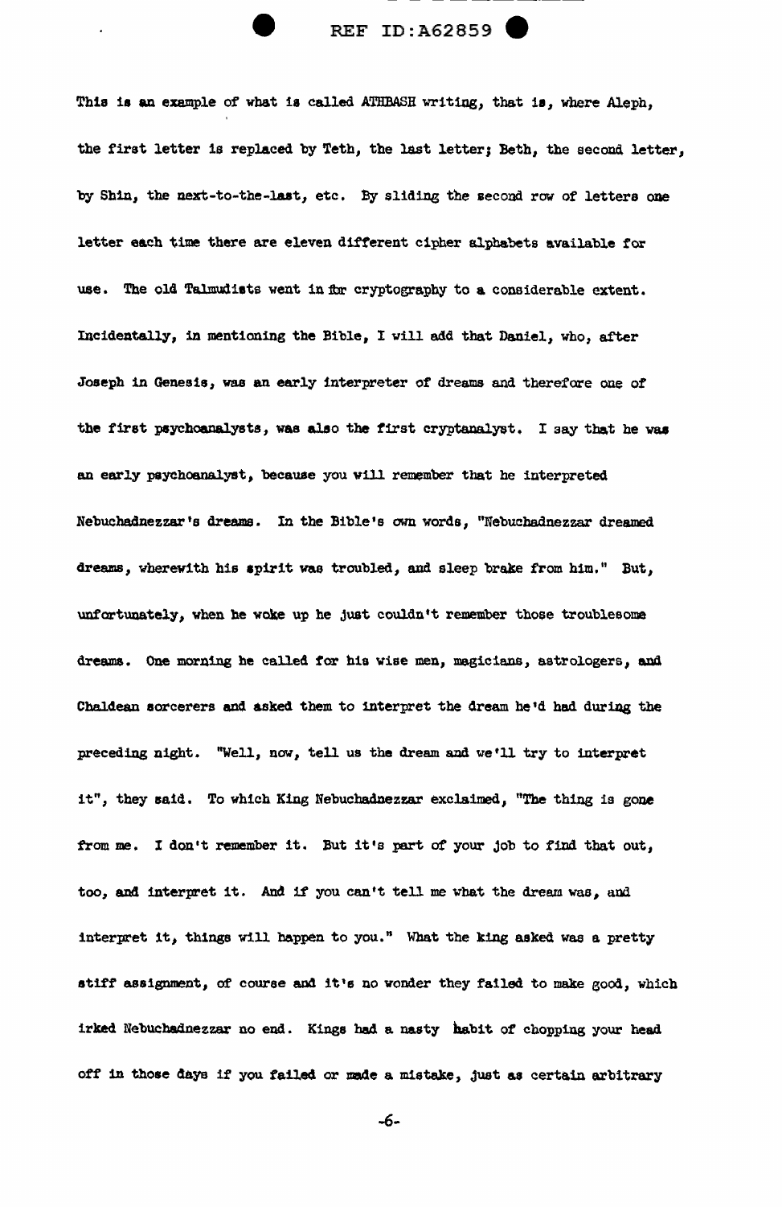This is an example of what is called ATHBASH writing, that is, where Aleph, the first letter is replaced by Teth, the last letter; Beth, the second letter, by Shin, the next-to-the-last, etc. By sliding the second row of letters one letter each time there are eleven different cipher alphabets available for use. The old Talmudists went in for cryptography to a considerable extent. Incidentally, in mentioning the Bible, I will add that Daniel, who, after Joseph in Genesis, was an early interpreter of dreams and therefore one of the first psychoanalysts, was also the first cryptanalyst. I say that he was an early psychoanalyst, because you will remember that he interpreted Nebuchadnezzar's dreams. In the Bible's own words, "Nebuchadnezzar dreamed dreams, wherewith his spirit was troubled, and sleep brake from him." But, unfortunately, when he woke up he just couldn't remember those troublesome dreams. One morning he called for his wise men, magicians, astrologers, and Chaldean sorcerers and asked them to interpret the dream he'd had during the preceding night. "Well, now, tell us the dream and we'll try to interpret it", they said. To which King Nebuchadnezzar exclaimed, "The thing is gone from me. I don't remember it. But it's part of your job to find that out, too, and interpret it. And if you can't tell me what the dream was, and interpret it, things will happen to you." What the king asked was a pretty stiff assignment, of course and it's no wonder they failed to make good, which irked Nebuchadnezzar no end. Kings had a nasty habit of chopping your head off in those days if you failed or made a mistake, just as certain arbitrary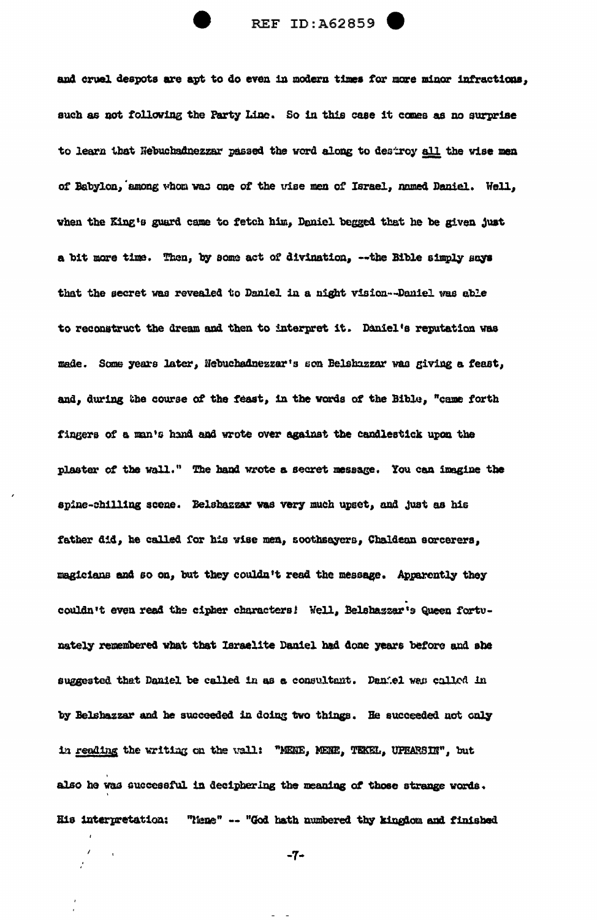and cruel despots are apt to do even in modern times for more minor infractions, such as not following the Party Line. So in this case it comes as no surprise to learn that Nebuchadnezzar passed the word along to destroy <u>all</u> the wise men of Babylon, among whom was one of the wise men of Israel, named Daniel. Well, when the King's guard came to fetch him, Daniel begged that he be given just a bit more time. Then, by some act of divination, --the Bible simply says that the secret was revealed to Daniel in a night vision--Daniel was able to reconstruct the dream and then to interpret it. Daniel's reputation was made. Some years later, Nebuchadnezzar's son Belshazzar was giving a feast, and, during the course of the feast, in the words of the Bible, "came forth fingers of a man's hand and wrote over against the candlestick upon the plaster of the wall." The hand wrote a secret message. You can imagine the spine-chilling scene. Belshazzar was very much upset, and just as his father did, he called for his wise men, soothsayers, Chaldean sorcerers, magicians and so on, but they couldn't read the message. Apparently they couldn't even read the cipher characters! Well, Belshazzar's Queen fortunately remembered what that Israelite Daniel had done years before and she suggested that Daniel be called in as a consultant. Daniel was called in by Belshazzar and he succeeded in doing two things. He succeeded not only in <u>reading</u> the writing on the wall: "MENE, MENE, TEKEL, UPHARSIN", but also he was successful in deciphering the meaning of those strange words. His interpretation: "Mene" -- "God hath numbered thy kingdom and finished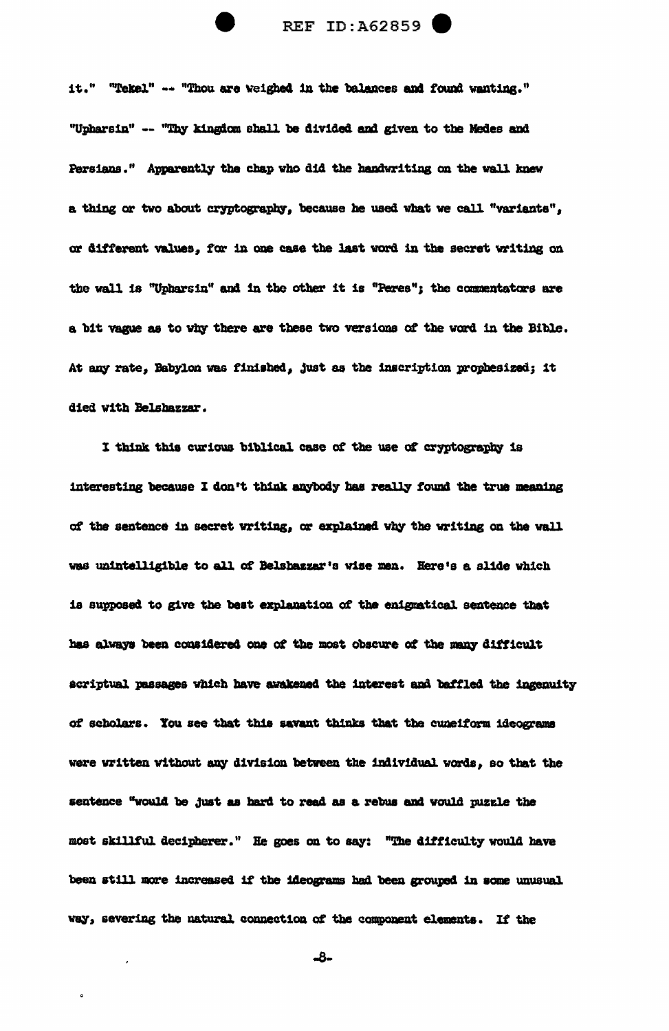it." "Tekel" -- "Thou are weighed in the balances and found wanting." "Upharsin" -- "Thy kingdom shall be divided and given to the Medes and Persians." Apparently the chap who did the handwriting on the wall knew a thing or two about cryptography, because he used what we call "variants", or different values, for in one case the last word in the secret writing on the wall is "Upharsin" and in the other it is "Peres"; the commentators are a bit vague as to why there are these two versions of the word in the Bible. At any rate, Babylon was finished, just as the inscription prophesized; it died with Belshazzar.

I think this curious biblical case of the use of cryptography is interesting because I don't think anybody has really found the true meaning of the sentence in secret writing, or explained why the writing on the wall was unintelligible to all of Belshazzar's wise men. Here's a slide which is supposed to give the best explanation of the enigmatical sentence that has always been considered one of the most obscure of the many difficult scriptural passages which have awakened the interest and baffled the ingenuity of scholars. You see that this savant thinks that the cuneiform ideograms were written without any division between the individual words, so that the sentence "would be just as hard to read as a rebus and would puzzle the most skillful decipherer." He goes on to say: "The difficulty would have been still more increased if the ideograms had been grouped in some unusual way, severing the natural connection of the component elements. If the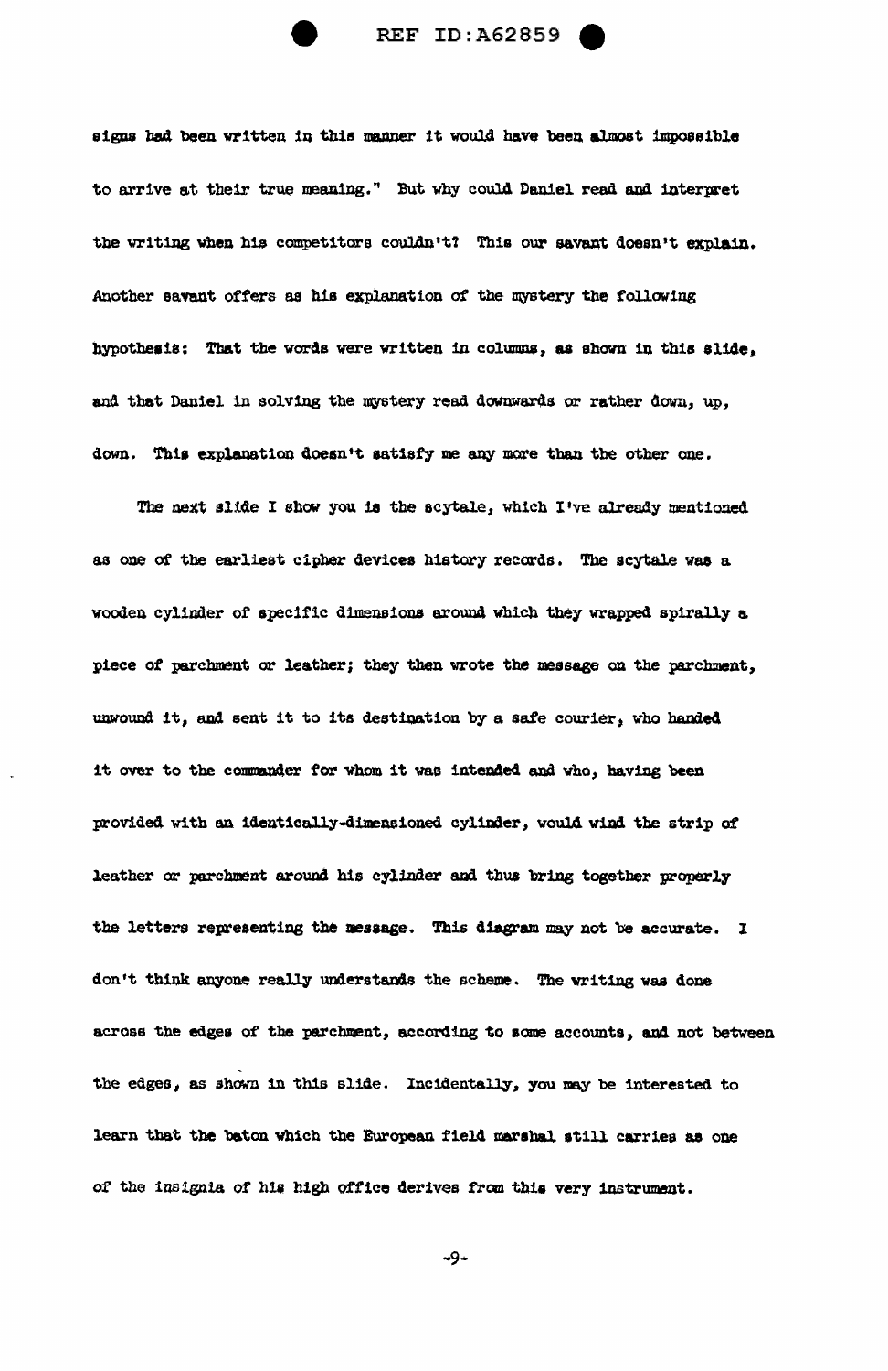signs had been written in this manner it would have been almost impossible to arrive at their true meaning." But why could Daniel read and interpret the writing when his competitors couldn't? This our savant doesn't explain. Another savant offers as his explanation of the mystery the following hypothesis: That the words were written in columns, as shown in this slide, and that Daniel in solving the mystery read downwards or rather down, up, down. This explanation doesn't satisfy me any more than the other one.

The next slide I show you is the scytale, which I've already mentioned as one of the earliest cipher devices history records. The scytale was a wooden cylinder of specific dimensions around which they wrapped spirally a piece of parchment or leather; they then wrote the message on the parchment, unwound it, and sent it to its destination by a safe courier, who handed it over to the commander for whom it was intended and who, having been provided with an identically-dimensioned cylinder, would wind the strip of leather or parchment around his cylinder and thus bring together properly the letters representing the message. This diagram may not be accurate. I don't think anyone really understands the scheme. The writing was done across the edges of the parchment, according to some accounts, and not between the edges, as shown in this slide. Incidentally, you may be interested to learn that the baton which the European field marshal still carries as one of the insignia of his high office derives from this very instrument.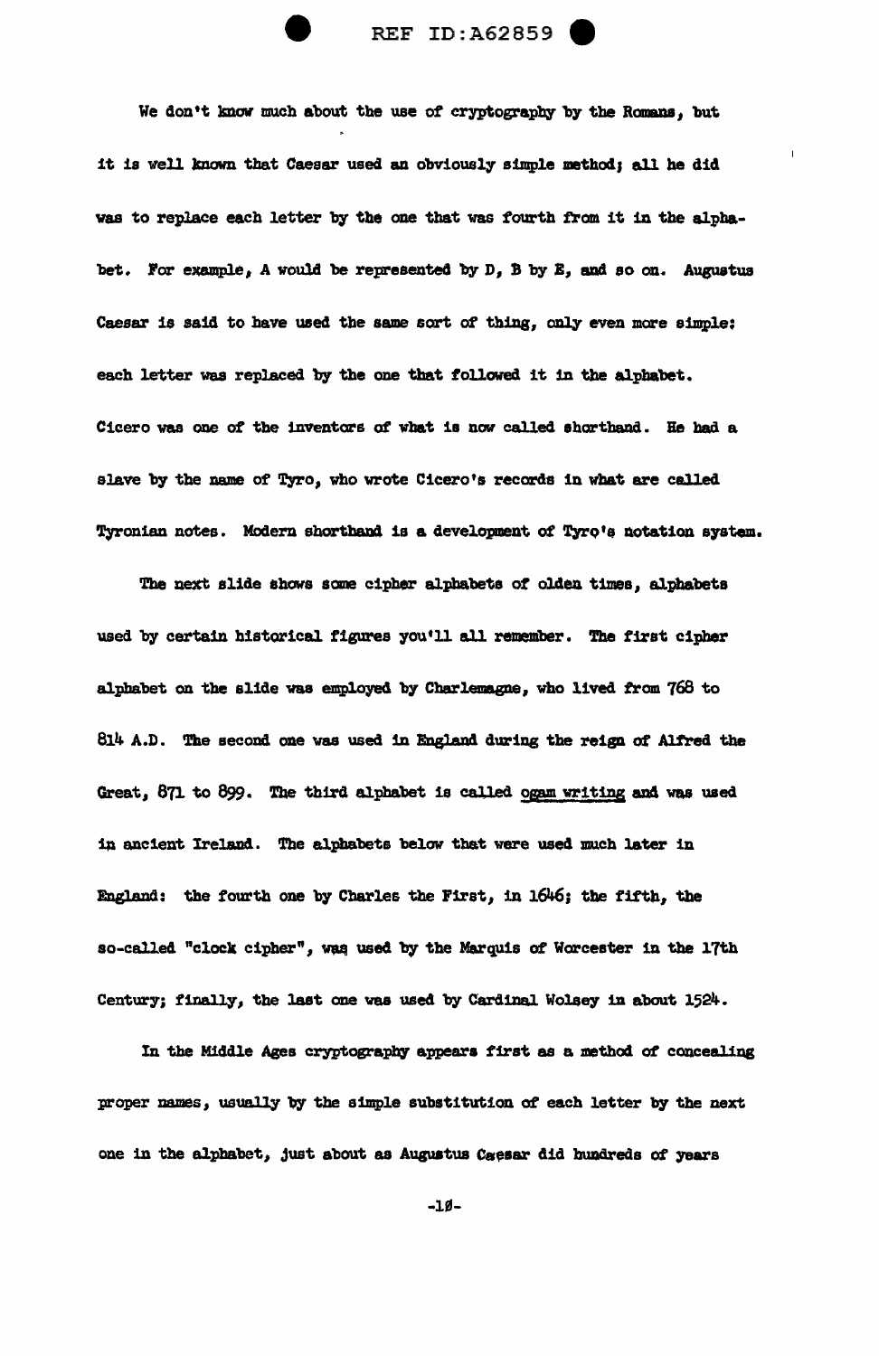We don't know much about the use of cryptography by the Romans, but it is well known that Caesar used an obviously simple method; all he did was to replace each letter by the one that was fourth from it in the alphabet. For example, A would be represented by D, B by E, and so on. Augustus Caesar is said to have used the same sort of thing, only even more simple: each letter was replaced by the one that followed it in the alphabet. Cicero was one of the inventors of what is now called shorthand. He had a slave by the name of Tyro, who wrote Cicero's records in what are called Tyronian notes. Modern shorthand is a development of Tyro's notation system.

The next slide shows some cipher alphabets of olden times, alphabets used by certain historical figures you'll all remember. The first cipher alphabet on the slide was employed by Charlemagne, who lived from 768 to 814 A.D. The second one was used in England during the reign of Alfred the Great, 871 to 899. The third alphabet is called ogam writing and was used in ancient Ireland. The alphabets below that were used much later in England: the fourth one by Charles the First, in 1646; the fifth, the so-called "clock cipher", was used by the Marquis of Worcester in the 17th Century; finally, the last one was used by Cardinal Wolsey in about 1524.

In the Middle Ages cryptography appears first as a method of concealing proper names, usually by the simple substitution of each letter by the next one in the alphabet, just about as Augustus Caesar did hundreds of years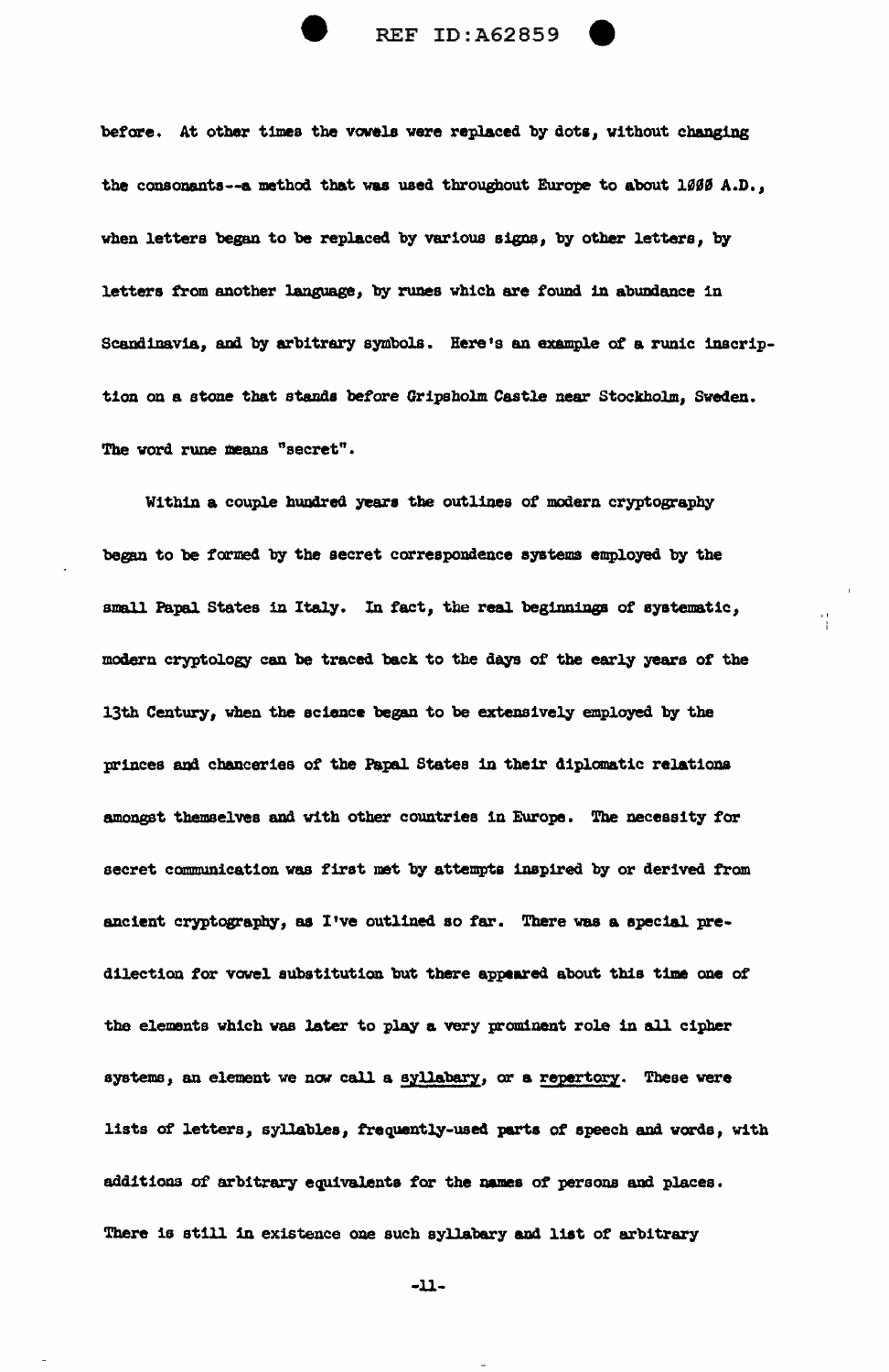before. At other times the vowels were replaced by dots, without changing the consonants--a method that was used throughout Europe to about 1000 A.D., when letters began to be replaced by various signs, by other letters, by letters from another language, by runes which are found in abundance in Scandinavia, and by arbitrary symbols. Here's an example of a runic inscription on a stone that stands before Gripsholm Castle near Stockholm, Sweden. The word rune means "secret".

Within a couple hundred years the outlines of modern cryptography began to be formed by the secret correspondence systems employed by the small Papal States in Italy. In fact, the real beginnings of systematic, modern cryptology can be traced back to the days of the early years of the 13th Century, when the science began to be extensively employed by the princes and chanceries of the Papal States in their diplomatic relations amongst themselves and with other countries in Europe. The necessity for secret communication was first met by attempts inspired by or derived from ancient cryptography, as I've outlined so far. There was a special predilection for vowel substitution but there appeared about this time one of the elements which was later to play a very prominent role in all cipher systems, an element we now call a <u>syllabary</u>, or a <u>repertory</u>. These were lists of letters, syllables, frequently-used parts of speech and words, with additions of arbitrary equivalents for the names of persons and places. There is still in existence one such syllabary and list of arbitrary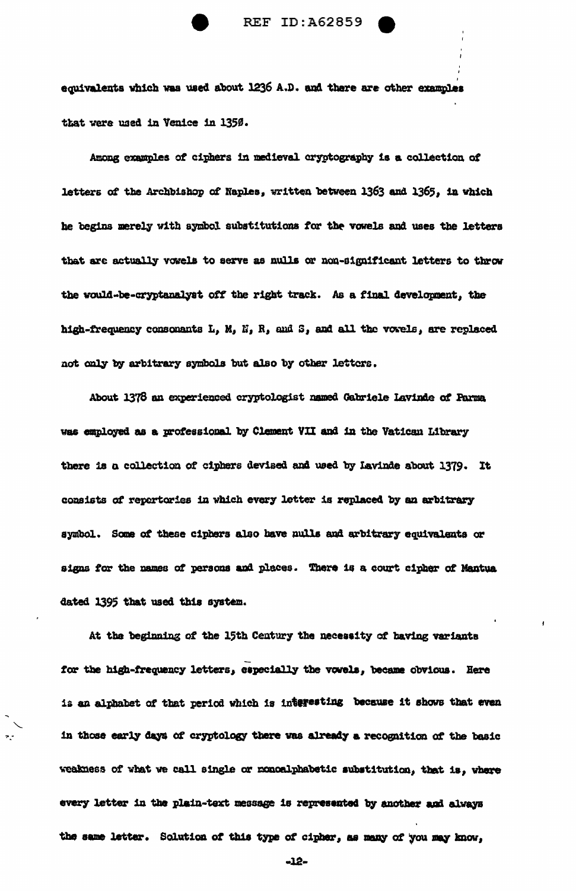equivalents which was used about 1236 A.D. and there are other examples that were used in Venice in 1350.

Among examples of ciphers in medieval cryptography is a collection of letters of the Archbishop of Naples, written between 1363 and 1365, in which he begins merely with symbol substitutions for the vowels and uses the letters that are actually vowels to serve as nulls or non-significant letters to throw the would-be-cryptanalyst off the right track. As a final development, the high-frequency consonants L, M, N, R, and S, and all the vowels, are replaced not only by arbitrary symbols but also by other letters.

About 1378 an experienced cryptologist named Gabriele Lavinde of Parma was employed as a professional by Clement VII and in the Vatican Library there is a collection of ciphers devised and used by Lavinde about 1379. It consists of repertories in which every letter is replaced by an arbitrary symbol. Some of these ciphers also have nulls and arbitrary equivalents or signs for the names of persons and places. There is a court cipher of Mantua dated 1395 that used this system.

At the beginning of the 15th Century the necessity of having variants for the high-frequency letters, especially the vowels, became obvious. Here is an alphabet of that period which is interesting because it shows that even in those early days of cryptology there was already a recognition of the basic weakness of what we call single or monoalphabetic substitution, that is, where every letter in the plain-text message is represented by another and always the same letter. Solution of this type of cipher, as many of you may know,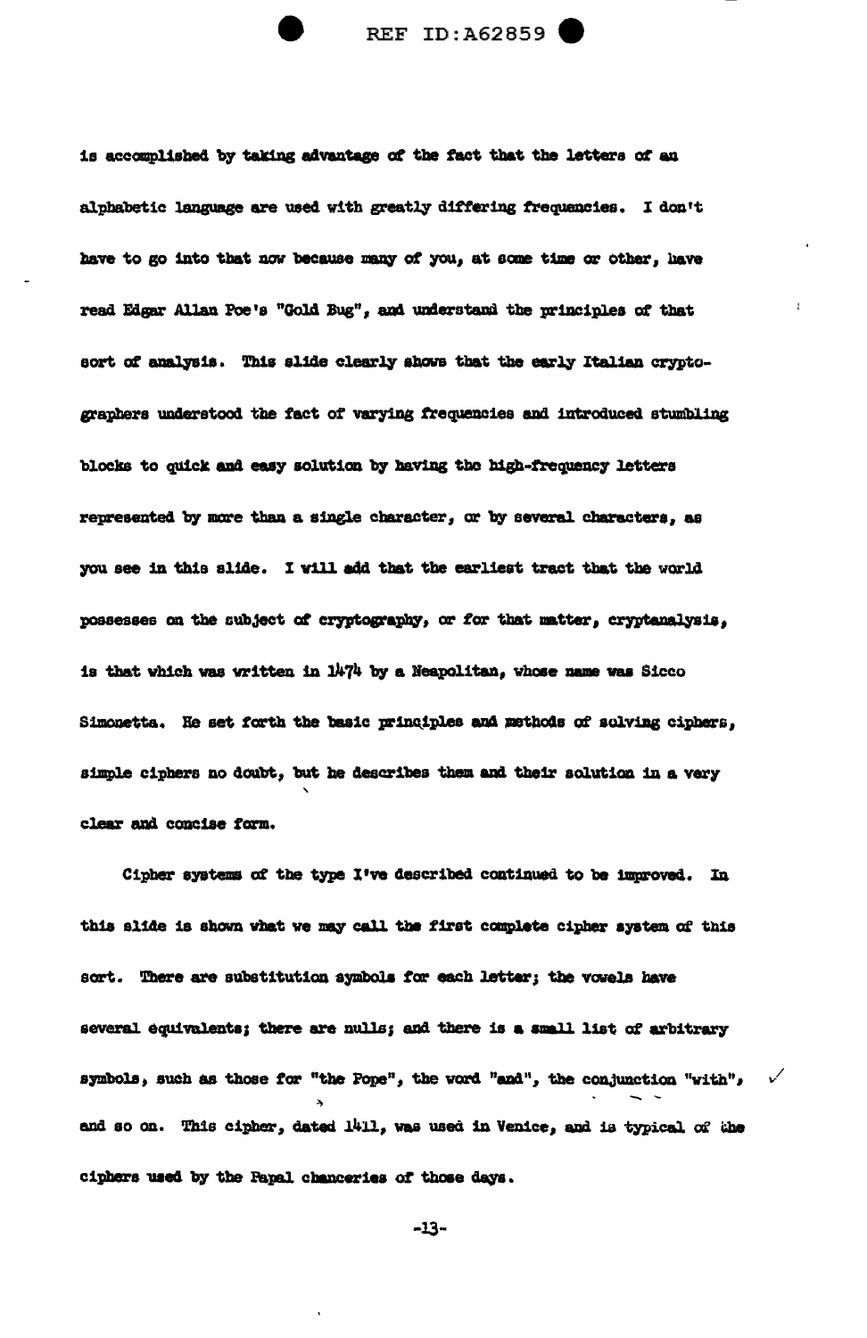is accomplished by taking advantage of the fact that the letters of an alphabetic language are used with greatly differing frequencies. I don't have to go into that now because many of you, at some time or other, have read Edgar Allan Poe's "Gold Bug", and understand the principles of that sort of analysis. This slide clearly shows that the early Italian cryptographers understood the fact of varying frequencies and introduced stumbling blocks to quick and easy solution by having the high-frequency letters represented by more than a single character, or by several characters, as you see in this slide. I will add that the earliest tract that the world possesses on the subject of cryptography, or for that matter, cryptanalysis, is that which was written in 1474 by a Neapolitan, whose name was Sicco Simonetta. He set forth the basic principles and methods of solving ciphers, simple ciphers no doubt, but he describes them and their solution in a very clear and concise form.

Cipher systems of the type I've described continued to be improved. In this slide is shown what we may call the first complete cipher system of this sort. There are substitution symbols for each letter; the vowels have several equivalents; there are nulls; and there is a small list of arbitrary symbols, such as those for "the Pope", the word "and", the conjunction "with", and so on. This cipher, dated 1411, was used in Venice, and is typical of the ciphers used by the Papal chanceries of those days.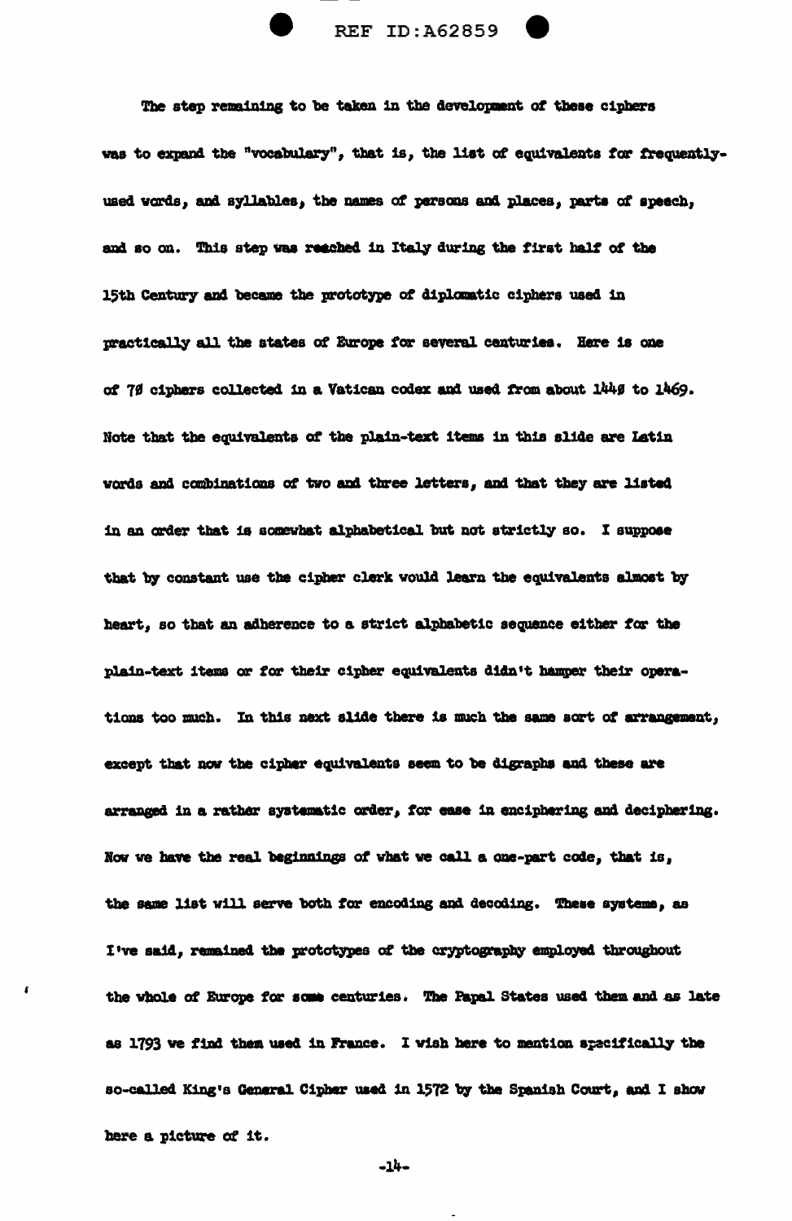The step remaining to be taken in the development of these ciphers was to expand the "vocabulary", that is, the list of equivalents for frequently-used words, and syllables, the names of persons and places, parts of speech, and so on. This step was reached in Italy during the first half of the 15th Century and became the prototype of diplomatic ciphers used in practically all the states of Europe for several centuries. Here is one of 70 ciphers collected in a Vatican codex and used from about 1440 to 1469. Note that the equivalents of the plain-text items in this slide are Latin words and combinations of two and three letters, and that they are listed in an order that is somewhat alphabetical but not strictly so. I suppose that by constant use the cipher clerk would learn the equivalents almost by heart, so that an adherence to a strict alphabetic sequence either for the plain-text items or for their cipher equivalents didn't hamper their operations too much. In this next slide there is much the same sort of arrangement, except that now the cipher equivalents seem to be digraphs and these are arranged in a rather systematic order, for ease in enciphering and deciphering. Now we have the real beginnings of what we call a one-part code, that is, the same list will serve both for encoding and decoding. These systems, as I've said, remained the prototypes of the cryptography employed throughout the whole of Europe for some centuries. The Papal States used them and as late as 1793 we find them used in France. I wish here to mention specifically the so-called King's General Cipher used in 1572 by the Spanish Court, and I show here a picture of it.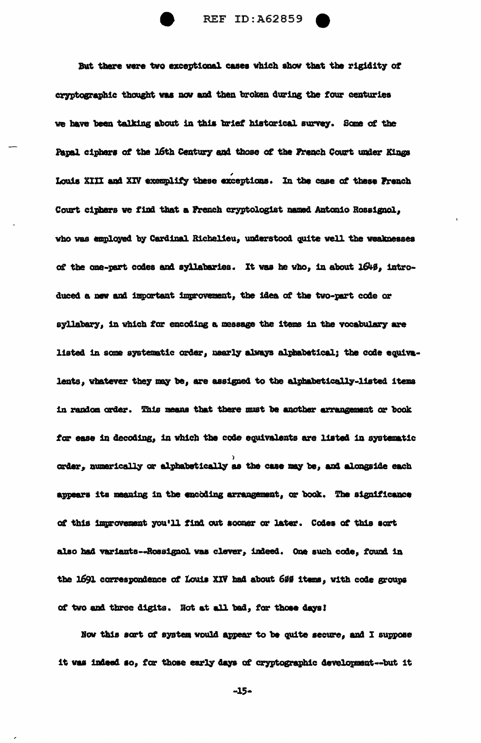But there were two exceptional cases which show that the rigidity of cryptographic thought was now and then broken during the four centuries we have been talking about in this brief historical survey. Some of the Papal ciphers of the 16th Century and those of the French Court under Kings Louis XIII and XIV exemplify these exceptions. In the case of these French Court ciphers we find that a French cryptologist named Antonio Rossignol, who was employed by Cardinal Richelieu, understood quite well the weaknesses of the one-part codes and syllabaries. It was he who, in about 1640, introduced a new and important improvement, the idea of the two-part code or syllabary, in which for encoding a message the items in the vocabulary are listed in some systematic order, nearly always alphabetical; the code equivalents, whatever they may be, are assigned to the alphabetically-listed items in random order. This means that there must be another arrangement or book for ease in decoding, in which the code equivalents are listed in systematic order, numerically or alphabetically as the case may be, and alongside each appears its meaning in the encoding arrangement, or book. The significance of this improvement you'll find out sooner or later. Codes of this sort also had variants--Rossignol was clever, indeed. One such code, found in the 1691 correspondence of Louis XIV had about 600 items, with code groups of two and three digits. Not at all bad, for those days!

Now this sort of system would appear to be quite secure, and I suppose it was indeed so, for those early days of cryptographic development--but it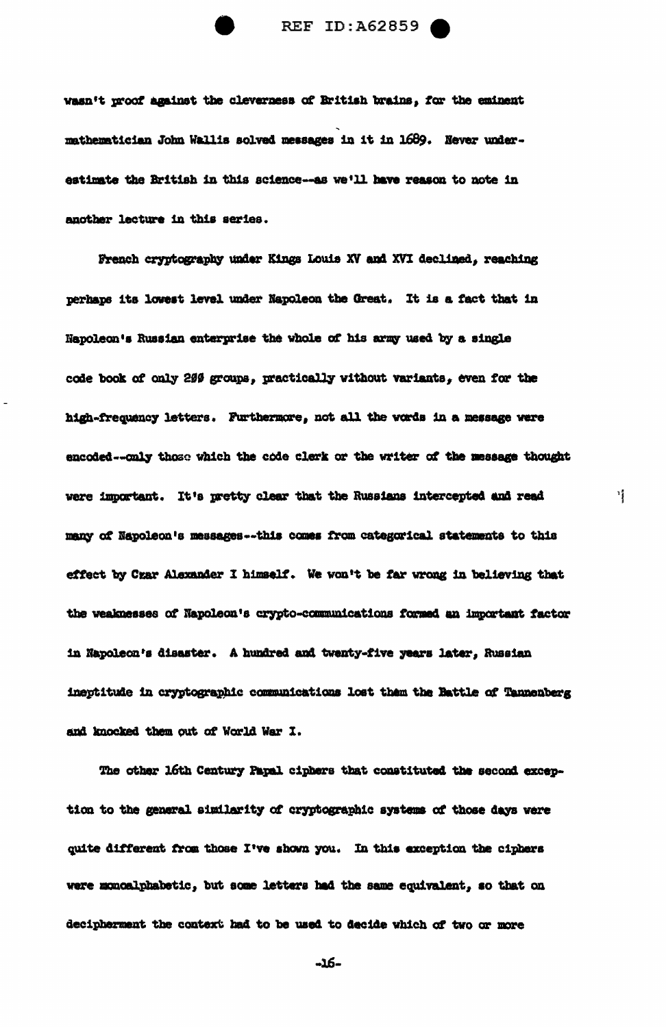wasn't proof against the cleverness of British brains, for the eminent mathematician John Wallis solved messages in it in 1689. Never underestimate the British in this science--as we'll have reason to note in another lecture in this series.

French cryptography under Kings Louis XV and XVI declined, reaching perhaps its lowest level under Napoleon the Great. It is a fact that in Napoleon's Russian enterprise the whole of his army used by a single code book of only 200 groups, practically without variants, even for the high-frequency letters. Furthermore, not all the words in a message were encoded--only those which the code clerk or the writer of the message thought were important. It's pretty clear that the Russians intercepted and read many of Napoleon's messages--this comes from categorical statements to this effect by Czar Alexander I himself. We won't be far wrong in believing that the weaknesses of Napoleon's crypto-communications formed an important factor in Napoleon's disaster. A hundred and twenty-five years later, Russian ineptitude in cryptographic communications lost them the Battle of Tannenberg and knocked them out of World War I.

The other 16th Century Papal ciphers that constituted the second exception to the general similarity of cryptographic systems of those days were quite different from those I've shown you. In this exception the ciphers were monoalphabetic, but some letters had the same equivalent, so that on decipherment the context had to be used to decide which of two or more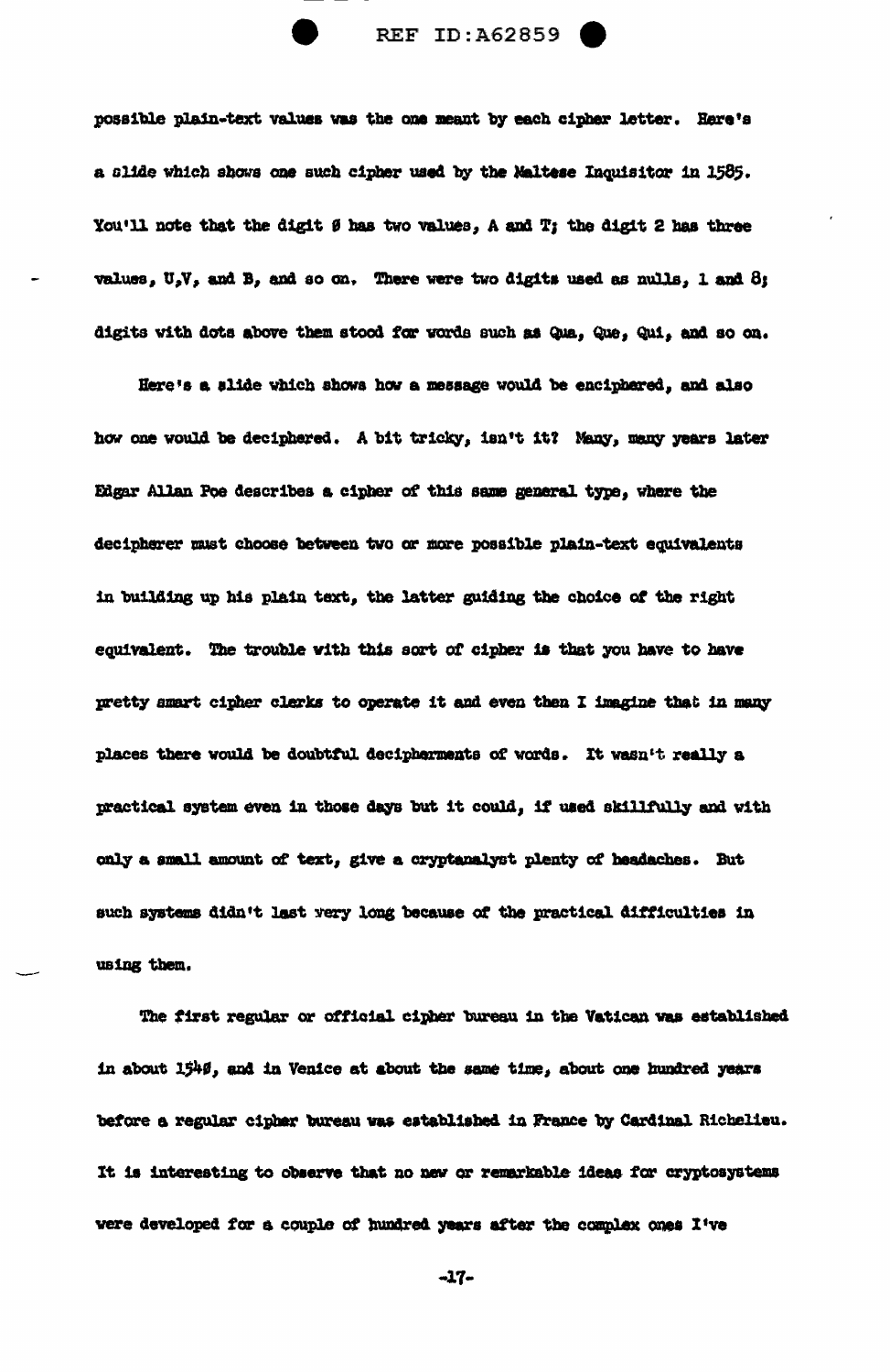possible plain-text values was the one meant by each cipher letter. Here's a slide which shows one such cipher used by the Maltese Inquisitor in 1585. You'll note that the digit Ø has two values, A and T; the digit 2 has three values, U,V, and B, and so on. There were two digits used as nulls, 1 and 8; digits with dots above them stood for words such as Qua, Que, Qui, and so on.

Here's a slide which shows how a message would be enciphered, and also how one would be deciphered. A bit tricky, isn't it? Many, many years later Edgar Allan Poe describes a cipher of this same general type, where the decipherer must choose between two or more possible plain-text equivalents in building up his plain text, the latter guiding the choice of the right equivalent. The trouble with this sort of cipher is that you have to have pretty smart cipher clerks to operate it and even then I imagine that in many places there would be doubtful decipherments of words. It wasn't really a practical system even in those days but it could, if used skillfully and with only a small amount of text, give a cryptanalyst plenty of headaches. But such systems didn't last very long because of the practical difficulties in using them.

The first regular or official cipher bureau in the Vatican was established in about 154Ø, and in Venice at about the same time, about one hundred years before a regular cipher bureau was established in France by Cardinal Richelieu. It is interesting to observe that no new or remarkable ideas for cryptosystems were developed for a couple of hundred years after the complex ones I've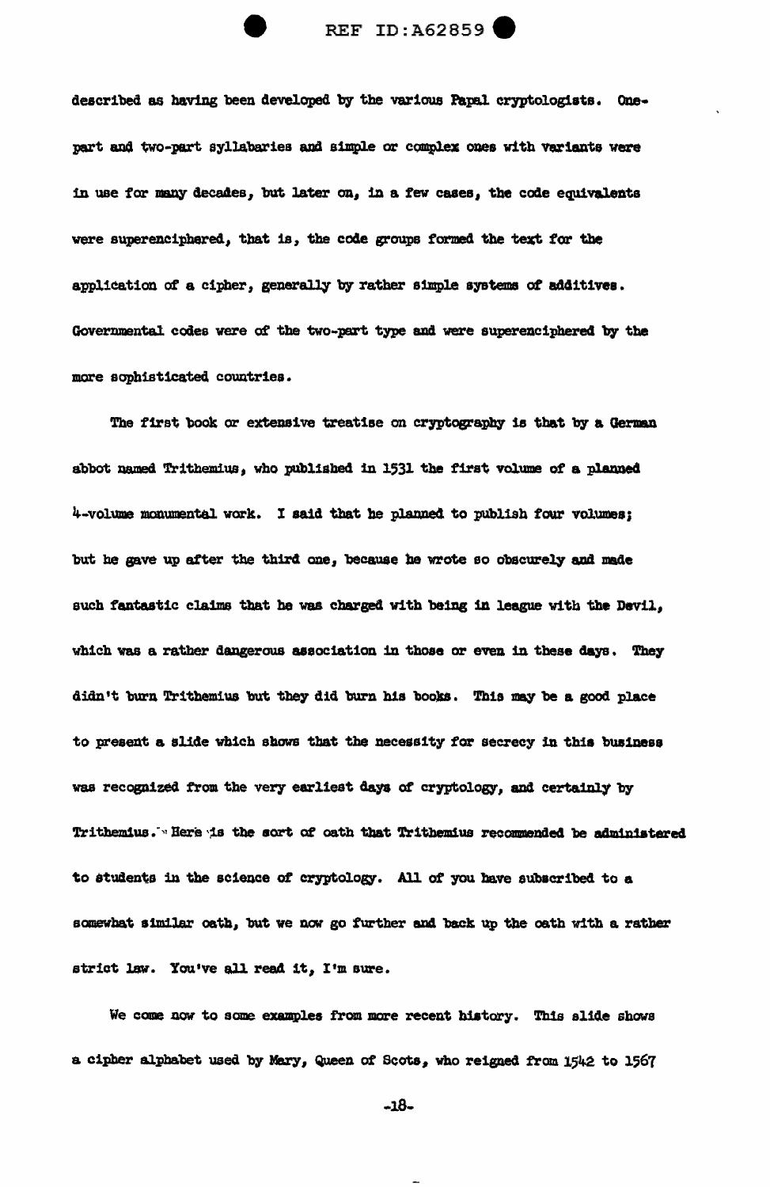described as having been developed by the various Papal cryptologists. One-part and two-part syllabaries and simple or complex ones with variants were in use for many decades, but later on, in a few cases, the code equivalents were superenciphered, that is, the code groups formed the text for the application of a cipher, generally by rather simple systems of additives. Governmental codes were of the two-part type and were superenciphered by the more sophisticated countries.

The first book or extensive treatise on cryptography is that by a German abbot named Trithemius, who published in 1531 the first volume of a planned 4-volume monumental work. I said that he planned to publish four volumes; but he gave up after the third one, because he wrote so obscurely and made such fantastic claims that he was charged with being in league with the Devil, which was a rather dangerous association in those or even in these days. They didn't burn Trithemius but they did burn his books. This may be a good place to present a slide which shows that the necessity for secrecy in this business was recognized from the very earliest days of cryptology, and certainly by Trithemius. Here is the sort of oath that Trithemius recommended be administered to students in the science of cryptology. All of you have subscribed to a somewhat similar oath, but we now go further and back up the oath with a rather strict law. You've all read it, I'm sure.

We come now to some examples from more recent history. This slide shows a cipher alphabet used by Mary, Queen of Scots, who reigned from 1542 to 1567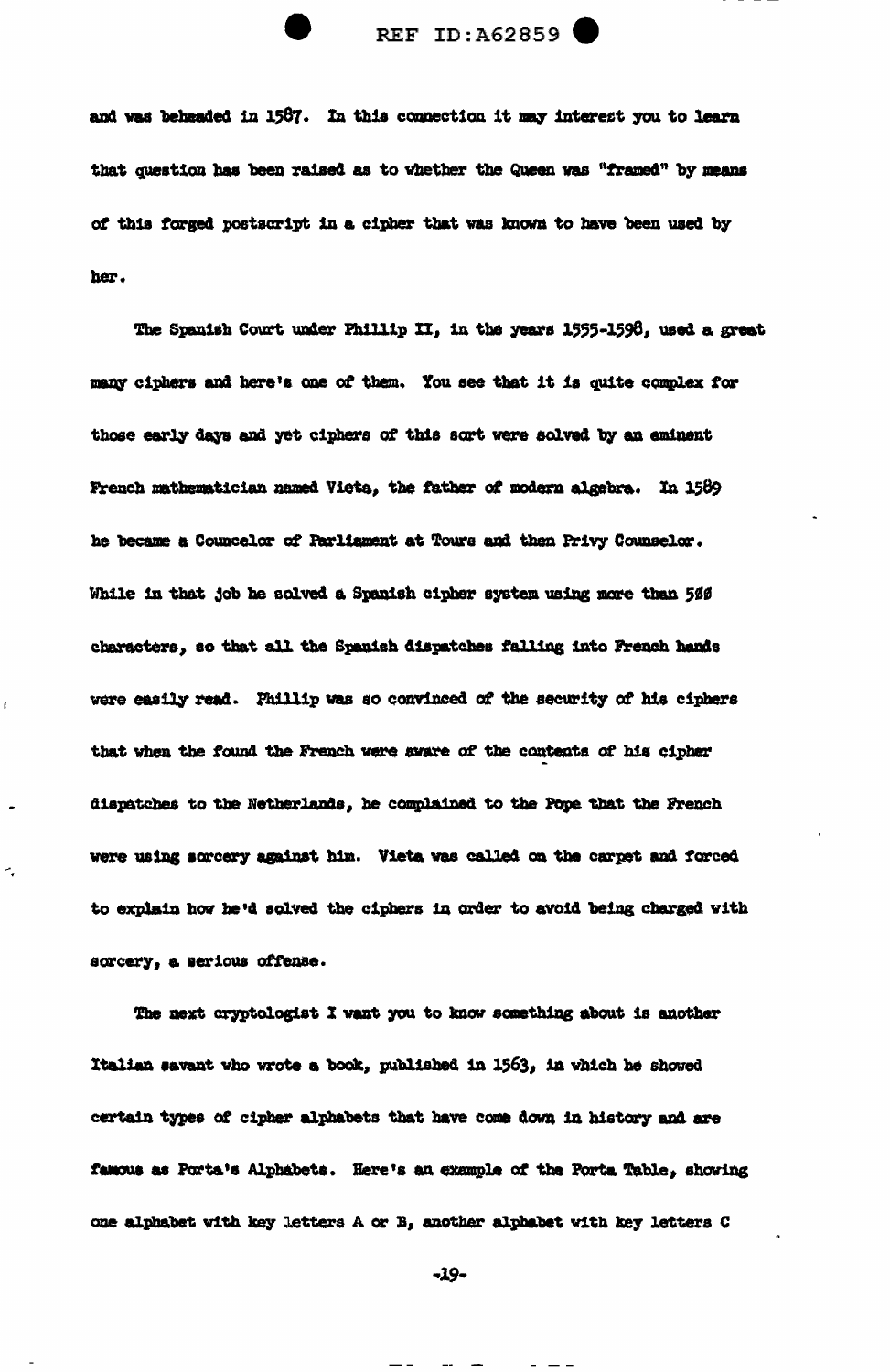and was beheaded in 1587. In this connection it may interest you to learn that question has been raised as to whether the Queen was "framed" by means of this forged postscript in a cipher that was known to have been used by her.

The Spanish Court under Phillip II, in the years 1555-1598, used a great many ciphers and here's one of them. You see that it is quite complex for those early days and yet ciphers of this sort were solved by an eminent French mathematician named Vieta, the father of modern algebra. In 1589 he became a Councelor of Parliament at Tours and then Privy Counselor. While in that job he solved a Spanish cipher system using more than 500 characters, so that all the Spanish dispatches falling into French hands were easily read. Phillip was so convinced of the security of his ciphers that when the found the French were aware of the contents of his cipher dispatches to the Netherlands, he complained to the Pope that the French were using sorcery against him. Vieta was called on the carpet and forced to explain how he'd solved the ciphers in order to avoid being charged with sorcery, a serious offense.

The next cryptologist I want you to know something about is another Italian savant who wrote a book, published in 1563, in which he showed certain types of cipher alphabets that have come down in history and are famous as Porta's Alphabets. Here's an example of the Porta Table, showing one alphabet with key letters A or B, another alphabet with key letters C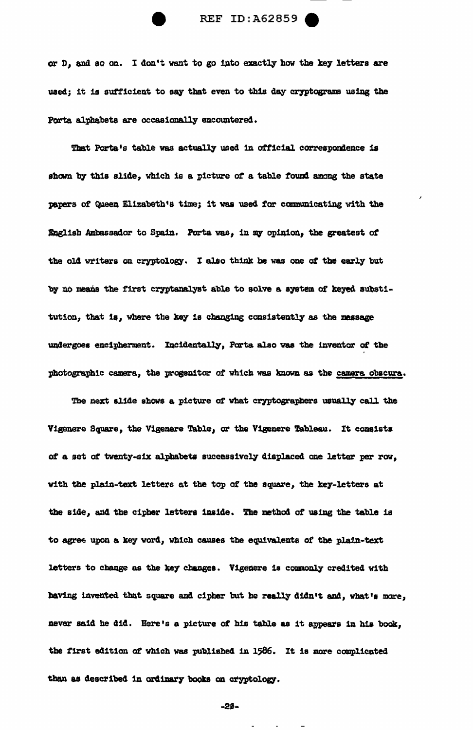or D, and so on. I don't want to go into exactly how the key letters are used; it is sufficient to say that even to this day cryptograms using the Porta alphabets are occasionally encountered.

That Porta's table was actually used in official correspondence is shown by this slide, which is a picture of a table found among the state papers of Queen Elizabeth's time; it was used for communicating with the English Ambassador to Spain. Porta was, in my opinion, the greatest of the old writers on cryptology. I also think he was one of the early but by no means the first cryptanalyst able to solve a system of keyed substitution, that is, where the key is changing consistently as the message undergoes encipherment. Incidentally, Porta also was the inventor of the photographic camera, the progenitor of which was known as the camera obscura.

The next slide shows a picture of what cryptographers usually call the Vigenere Square, the Vigenere Table, or the Vigenere Tableau. It consists of a set of twenty-six alphabets successively displaced one letter per row, with the plain-text letters at the top of the square, the key-letters at the side, and the cipher letters inside. The method of using the table is to agree upon a key word, which causes the equivalents of the plain-text letters to change as the key changes. Vigenere is commonly credited with having invented that square and cipher but he really didn't and, what's more, never said he did. Here's a picture of his table as it appears in his book, the first edition of which was published in 1586. It is more complicated than as described in ordinary books on cryptology.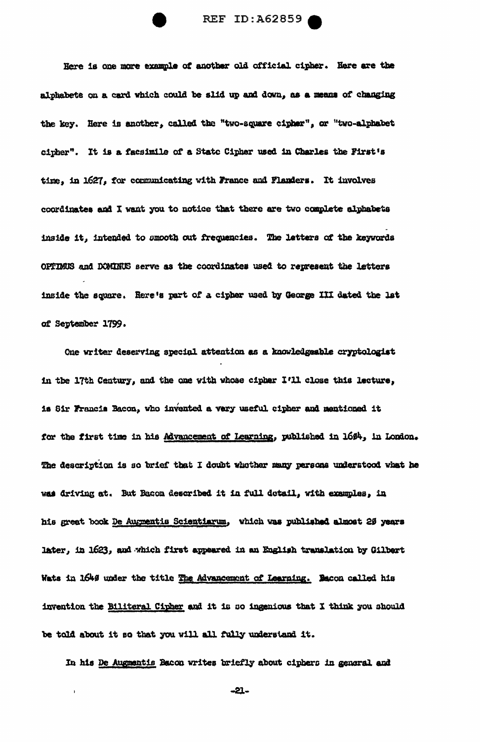Here is one more example of another old official cipher. Here are the alphabets on a card which could be slid up and down, as a means of changing the key. Here is another, called the "two-square cipher", or "two-alphabet cipher". It is a facsimile of a State Cipher used in Charles the First's time, in 1627, for communicating with France and Flanders. It involves coordinates and I want you to notice that there are two complete alphabets inside it, intended to smooth out frequencies. The letters of the keywords OPTIMUS and DOMINUS serve as the coordinates used to represent the letters inside the square. Here's part of a cipher used by George III dated the 1st of September 1799.

One writer deserving special attention as a knowledgeable cryptologist in the 17th Century, and the one with whose cipher I'll close this lecture, is Sir Francis Bacon, who invented a very useful cipher and mentioned it for the first time in his Advancement of Learning, published in 1604, in London. The description is so brief that I doubt whether many persons understood what he was driving at. But Bacon described it in full detail, with examples, in his great book De Augmentis Scientiarum, which was published almost 20 years later, in 1623, and which first appeared in an English translation by Gilbert Wats in 1640 under the title The Advancement of Learning. Bacon called his invention the Biliteral Cipher and it is so ingenious that I think you should be told about it so that you will all fully understand it.

In his De Augmentis Bacon writes briefly about ciphers in general and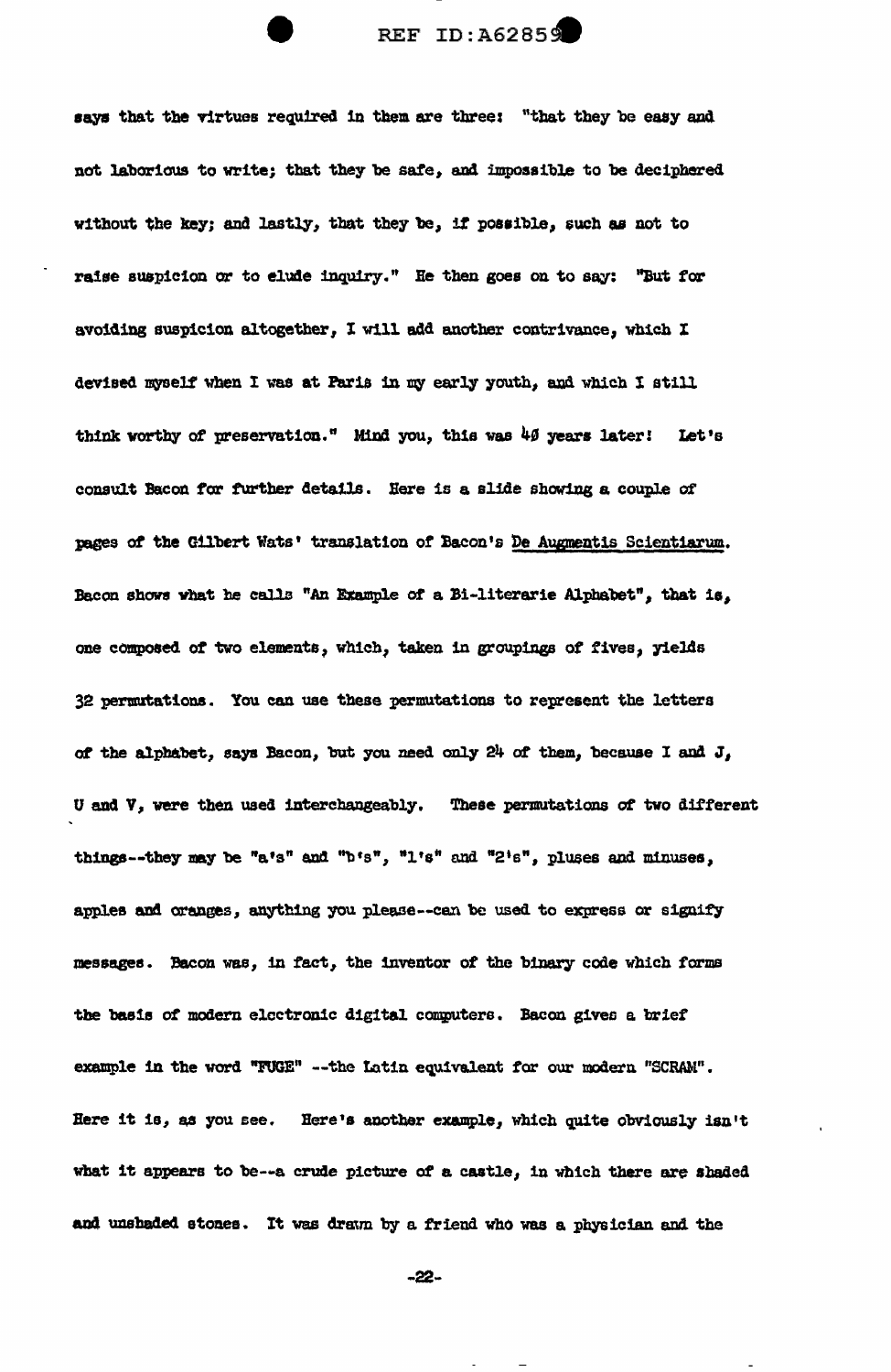says that the virtues required in them are three: "that they be easy and not laborious to write; that they be safe, and impossible to be deciphered without the key; and lastly, that they be, if possible, such as not to raise suspicion or to elude inquiry." He then goes on to say: "But for avoiding suspicion altogether, I will add another contrivance, which I devised myself when I was at Paris in my early youth, and which I still think worthy of preservation." Mind you, this was 40 years later! Let's consult Bacon for further details. Here is a slide showing a couple of pages of the Gilbert Wats' translation of Bacon's De Augmentis Scientiarum. Bacon shows what he calls "An Example of a Bi-literarie Alphabet", that is, one composed of two elements, which, taken in groupings of fives, yields 32 permutations. You can use these permutations to represent the letters of the alphabet, says Bacon, but you need only 24 of them, because I and J, U and V, were then used interchangeably. These permutations of two different things--they may be "a's" and "b's", "1's" and "2's", pluses and minuses, apples and oranges, anything you please--can be used to express or signify messages. Bacon was, in fact, the inventor of the binary code which forms the basis of modern electronic digital computers. Bacon gives a brief example in the word "FUGE" --the Latin equivalent for our modern "SCRAM". Here it is, as you see. Here's another example, which quite obviously isn't what it appears to be--a crude picture of a castle, in which there are shaded and unshaded stones. It was drawn by a friend who was a physician and the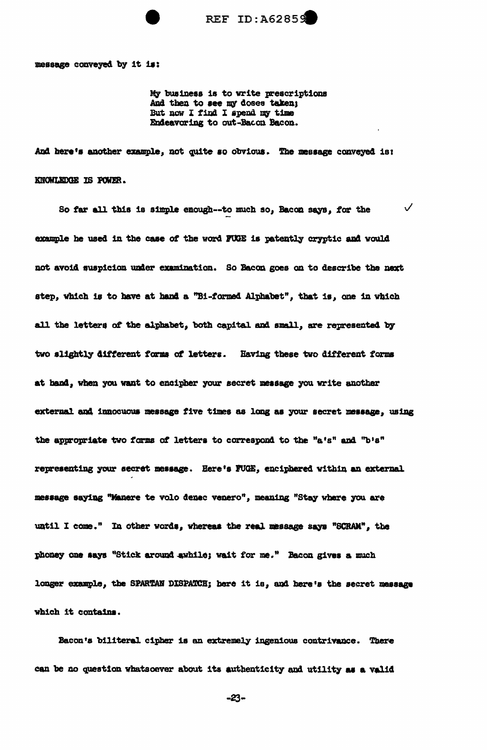message conveyed by it is:

> My business is to write prescriptions
> And then to see my doses taken;
> But now I find I spend my time
> Endeavoring to out-Bacon Bacon.

And here's another example, not quite so obvious. The message conveyed is:

KNOWLEDGE IS POWER.

So far all this is simple enough--to much so, Bacon says, for the example he used in the case of the word FUGE is patently cryptic and would not avoid suspicion under examination. So Bacon goes on to describe the next step, which is to have at hand a "Bi-formed Alphabet", that is, one in which all the letters of the alphabet, both capital and small, are represented by two slightly different forms of letters. Having these two different forms at hand, when you want to encipher your secret message you write another external and innocuous message five times as long as your secret message, using the appropriate two forms of letters to correspond to the "a's" and "b's" representing your secret message. Here's FUGE, enciphered within an external message saying "Manere te volo donec venero", meaning "Stay where you are until I come." In other words, whereas the real message says "SCRAM", the phoney one says "Stick around awhile; wait for me." Bacon gives a much longer example, the SPARTAN DISPATCH; here it is, and here's the secret message which it contains.

Bacon's biliteral cipher is an extremely ingenious contrivance. There can be no question whatsoever about its authenticity and utility as a valid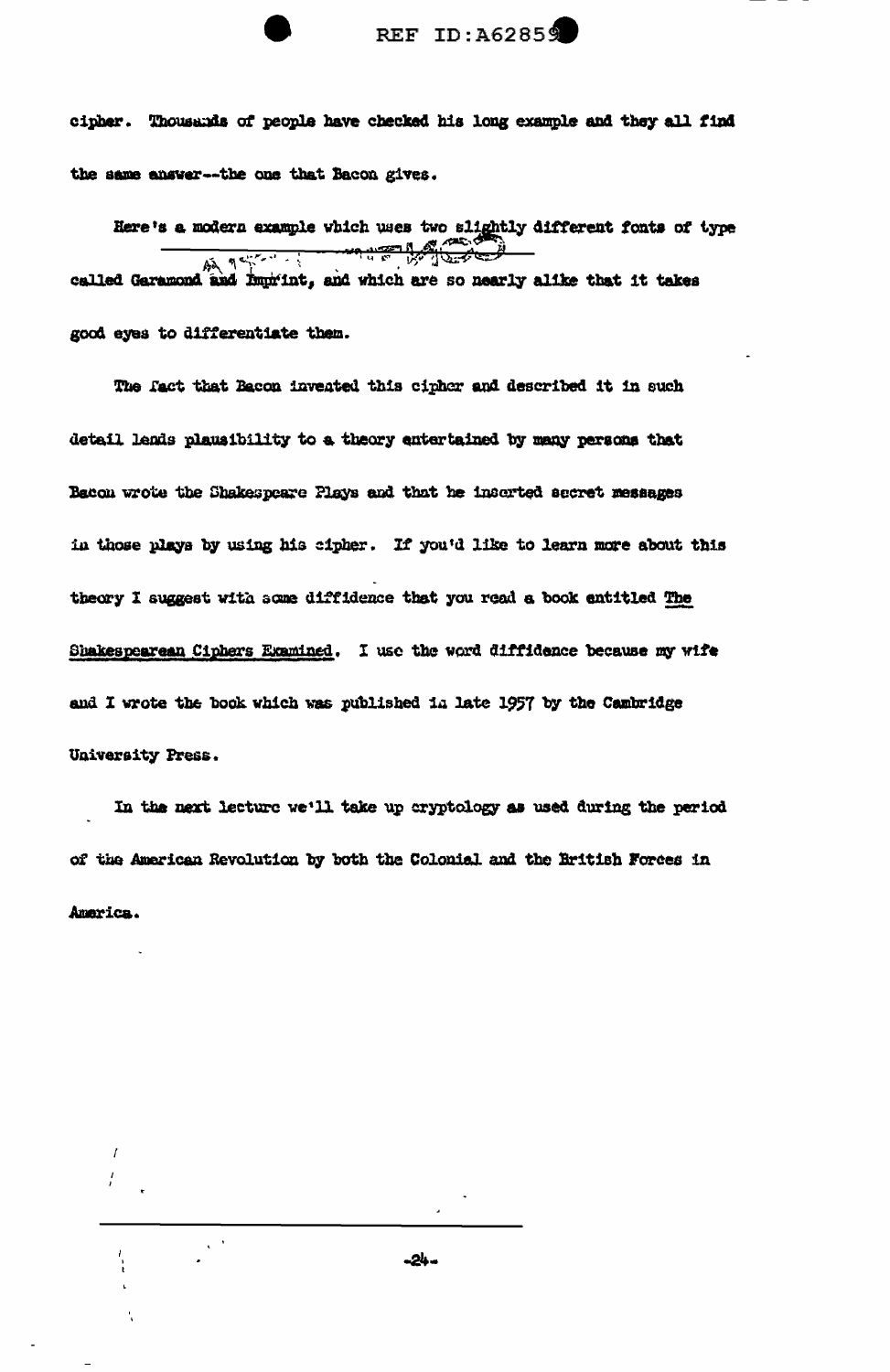cipher. Thousands of people have checked his long example and they all find the same answer--the one that Bacon gives.

Here's a modern example which uses two slightly different fonts of type called Garamond and Imprint, and which are so nearly alike that it takes good eyes to differentiate them.

The fact that Bacon invented this cipher and described it in such detail lends plausibility to a theory entertained by many persons that Bacon wrote the Shakespeare Plays and that he inserted secret messages in those plays by using his cipher. If you'd like to learn more about this theory I suggest with some diffidence that you read a book entitled The Shakespearean Ciphers Examined. I use the word diffidence because my wife and I wrote the book which was published in late 1957 by the Cambridge University Press.

In the next lecture we'll take up cryptology as used during the period of the American Revolution by both the Colonial and the British Forces in America.